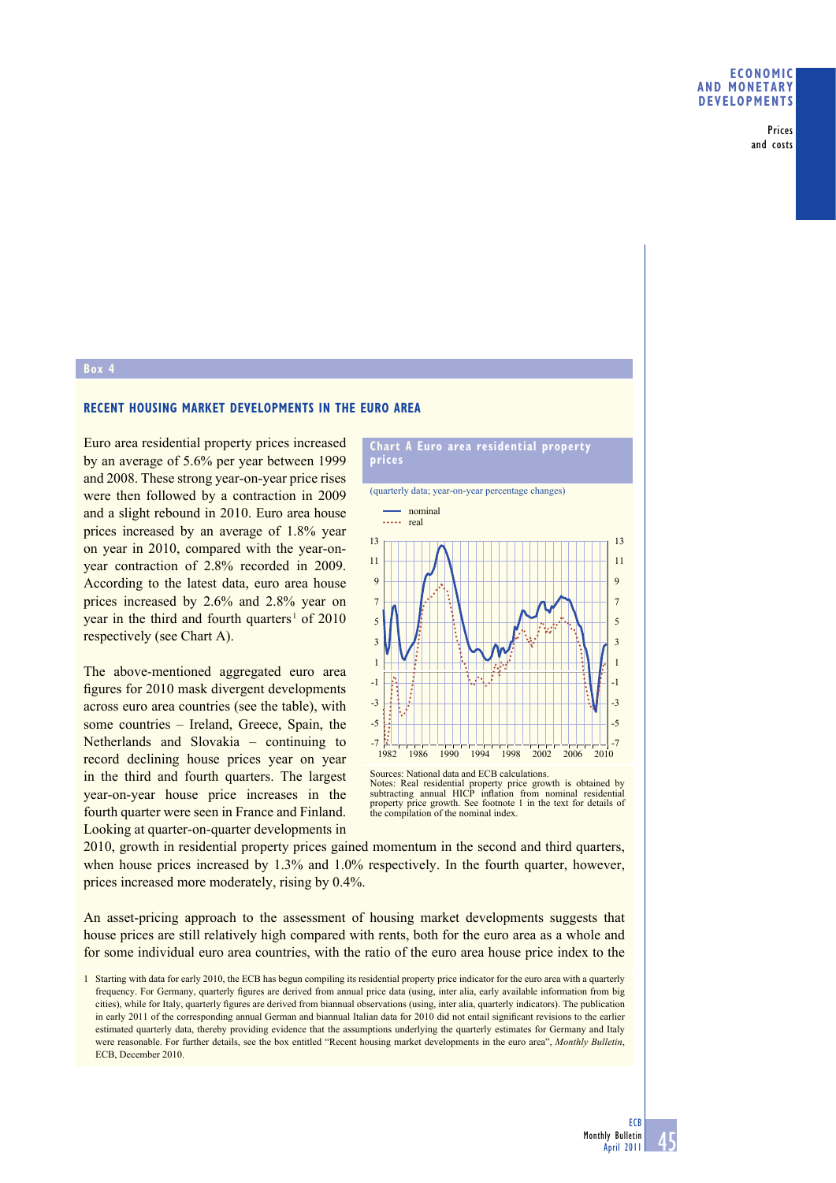## Box 4

### RECENT HOUSING MARKET DEVELOPMENTS IN THE EURO AREA

Euro area residential property prices increased by an average of 5.6% per year between 1999 and 2008. These strong year-on-year price rises were then followed by a contraction in 2009 and a slight rebound in 2010. Euro area house prices increased by an average of 1.8% year on year in 2010, compared with the year-on-year contraction of 2.8% recorded in 2009. According to the latest data, euro area house prices increased by 2.6% and 2.8% year on year in the third and fourth quarters[1] of 2010 respectively (see Chart A).

**Chart A Euro area residential property prices**

(quarterly data; year-on-year percentage changes)

Sources: National data and ECB calculations.
Notes: Real residential property price growth is obtained by subtracting annual HICP inflation from nominal residential property price growth. See footnote 1 in the text for details of the compilation of the nominal index.

The above-mentioned aggregated euro area figures for 2010 mask divergent developments across euro area countries (see the table), with some countries – Ireland, Greece, Spain, the Netherlands and Slovakia – continuing to record declining house prices year on year in the third and fourth quarters. The largest year-on-year house price increases in the fourth quarter were seen in France and Finland. Looking at quarter-on-quarter developments in 2010, growth in residential property prices gained momentum in the second and third quarters, when house prices increased by 1.3% and 1.0% respectively. In the fourth quarter, however, prices increased more moderately, rising by 0.4%.

An asset-pricing approach to the assessment of housing market developments suggests that house prices are still relatively high compared with rents, both for the euro area as a whole and for some individual euro area countries, with the ratio of the euro area house price index to the

1 Starting with data for early 2010, the ECB has begun compiling its residential property price indicator for the euro area with a quarterly frequency. For Germany, quarterly figures are derived from annual price data (using, inter alia, early available information from big cities), while for Italy, quarterly figures are derived from biannual observations (using, inter alia, quarterly indicators). The publication in early 2011 of the corresponding annual German and biannual Italian data for 2010 did not entail significant revisions to the earlier estimated quarterly data, thereby providing evidence that the assumptions underlying the quarterly estimates for Germany and Italy were reasonable. For further details, see the box entitled "Recent housing market developments in the euro area", *Monthly Bulletin*, ECB, December 2010.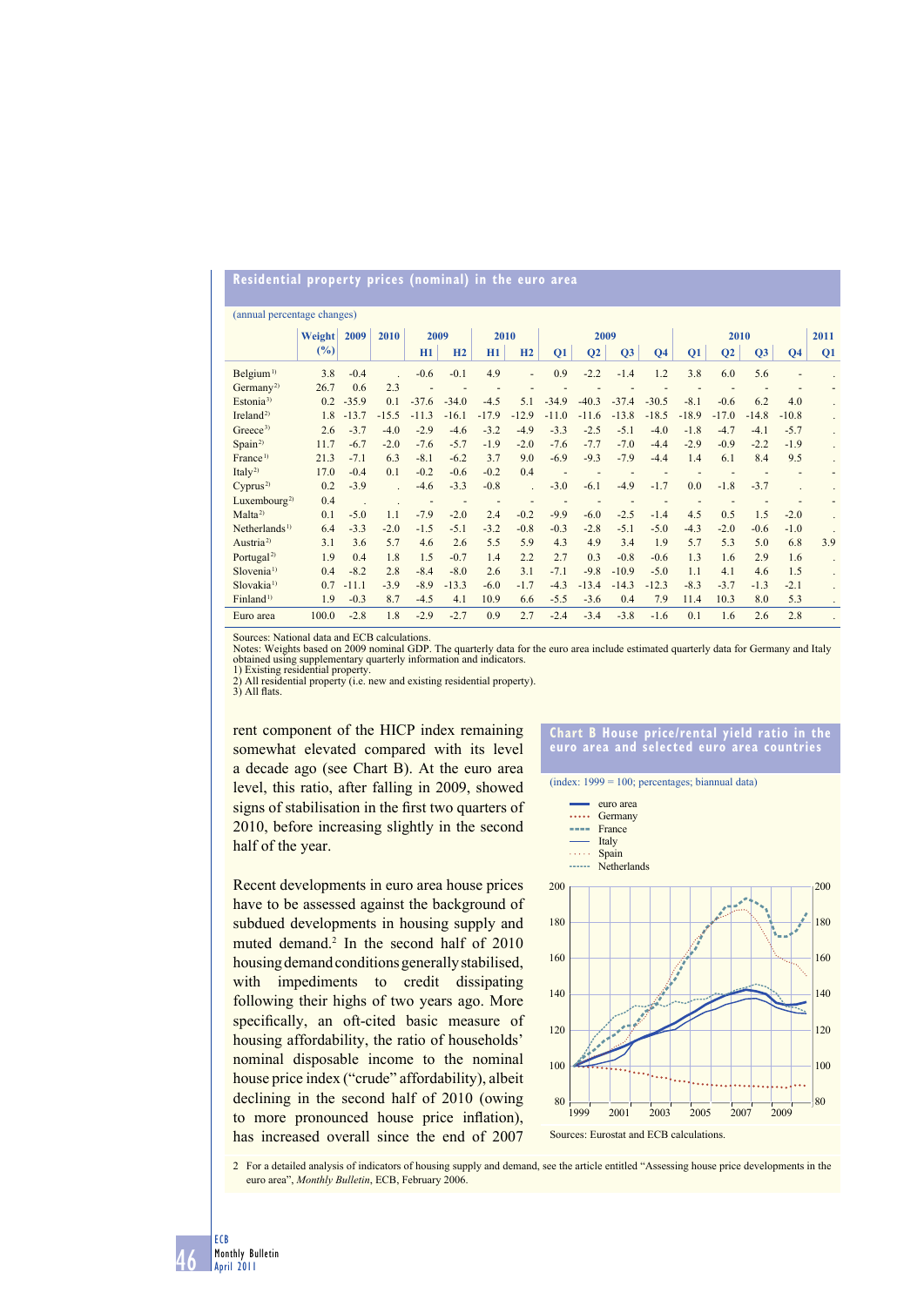## Residential property prices (nominal) in the euro area

(annual percentage changes)

| | Weight (%) | 2009 | 2010 | 2009 H1 | 2009 H2 | 2010 H1 | 2010 H2 | 2009 Q1 | 2009 Q2 | 2009 Q3 | 2009 Q4 | 2010 Q1 | 2010 Q2 | 2010 Q3 | 2010 Q4 | 2011 Q1 |
|---|---|---|---|---|---|---|---|---|---|---|---|---|---|---|---|---|
| Belgium[1] | 3.8 | -0.4 | . | -0.6 | -0.1 | 4.9 | - | 0.9 | -2.2 | -1.4 | 1.2 | 3.8 | 6.0 | 5.6 | - | . |
| Germany[2] | 26.7 | 0.6 | 2.3 | - | - | - | - | - | - | - | - | - | - | - | - | - |
| Estonia[3] | 0.2 | -35.9 | 0.1 | -37.6 | -34.0 | -4.5 | 5.1 | -34.9 | -40.3 | -37.4 | -30.5 | -8.1 | -0.6 | 6.2 | 4.0 | . |
| Ireland[2] | 1.8 | -13.7 | -15.5 | -11.3 | -16.1 | -17.9 | -12.9 | -11.0 | -11.6 | -13.8 | -18.5 | -18.9 | -17.0 | -14.8 | -10.8 | . |
| Greece[3] | 2.6 | -3.7 | -4.0 | -2.9 | -4.6 | -3.2 | -4.9 | -3.3 | -2.5 | -5.1 | -4.0 | -1.8 | -4.7 | -4.1 | -5.7 | . |
| Spain[2] | 11.7 | -6.7 | -2.0 | -7.6 | -5.7 | -1.9 | -2.0 | -7.6 | -7.7 | -7.0 | -4.4 | -2.9 | -0.9 | -2.2 | -1.9 | . |
| France[1] | 21.3 | -7.1 | 6.3 | -8.1 | -6.2 | 3.7 | 9.0 | -6.9 | -9.3 | -7.9 | -4.4 | 1.4 | 6.1 | 8.4 | 9.5 | . |
| Italy[2] | 17.0 | -0.4 | 0.1 | -0.2 | -0.6 | -0.2 | 0.4 | - | - | - | - | - | - | - | - | - |
| Cyprus[2] | 0.2 | -3.9 | . | -4.6 | -3.3 | -0.8 | . | -3.0 | -6.1 | -4.9 | -1.7 | 0.0 | -1.8 | -3.7 | . | . |
| Luxembourg[2] | 0.4 | . | . | - | - | - | - | - | - | - | - | - | - | - | - | - |
| Malta[2] | 0.1 | -5.0 | 1.1 | -7.9 | -2.0 | 2.4 | -0.2 | -9.9 | -6.0 | -2.5 | -1.4 | 4.5 | 0.5 | 1.5 | -2.0 | . |
| Netherlands[1] | 6.4 | -3.3 | -2.0 | -1.5 | -5.1 | -3.2 | -0.8 | -0.3 | -2.8 | -5.1 | -5.0 | -4.3 | -2.0 | -0.6 | -1.0 | . |
| Austria[2] | 3.1 | 3.6 | 5.7 | 4.6 | 2.6 | 5.5 | 5.9 | 4.3 | 4.9 | 3.4 | 1.9 | 5.7 | 5.3 | 5.0 | 6.8 | 3.9 |
| Portugal[2] | 1.9 | 0.4 | 1.8 | 1.5 | -0.7 | 1.4 | 2.2 | 2.7 | 0.3 | -0.8 | -0.6 | 1.3 | 1.6 | 2.9 | 1.6 | . |
| Slovenia[1] | 0.4 | -8.2 | 2.8 | -8.4 | -8.0 | 2.6 | 3.1 | -7.1 | -9.8 | -10.9 | -5.0 | 1.1 | 4.1 | 4.6 | 1.5 | . |
| Slovakia[1] | 0.7 | -11.1 | -3.9 | -8.9 | -13.3 | -6.0 | -1.7 | -4.3 | -13.4 | -14.3 | -12.3 | -8.3 | -3.7 | -1.3 | -2.1 | . |
| Finland[1] | 1.9 | -0.3 | 8.7 | -4.5 | 4.1 | 10.9 | 6.6 | -5.5 | -3.6 | 0.4 | 7.9 | 11.4 | 10.3 | 8.0 | 5.3 | . |
| Euro area | 100.0 | -2.8 | 1.8 | -2.9 | -2.7 | 0.9 | 2.7 | -2.4 | -3.4 | -3.8 | -1.6 | 0.1 | 1.6 | 2.6 | 2.8 | . |

Sources: National data and ECB calculations.
Notes: Weights based on 2009 nominal GDP. The quarterly data for the euro area include estimated quarterly data for Germany and Italy obtained using supplementary quarterly information and indicators.
1) Existing residential property.
2) All residential property (i.e. new and existing residential property).
3) All flats.

rent component of the HICP index remaining somewhat elevated compared with its level a decade ago (see Chart B). At the euro area level, this ratio, after falling in 2009, showed signs of stabilisation in the first two quarters of 2010, before increasing slightly in the second half of the year.

Recent developments in euro area house prices have to be assessed against the background of subdued developments in housing supply and muted demand.[2] In the second half of 2010 housing demand conditions generally stabilised, with impediments to credit dissipating following their highs of two years ago. More specifically, an oft-cited basic measure of housing affordability, the ratio of households' nominal disposable income to the nominal house price index ("crude" affordability), albeit declining in the second half of 2010 (owing to more pronounced house price inflation), has increased overall since the end of 2007

**Chart B House price/rental yield ratio in the euro area and selected euro area countries**

(index: 1999 = 100; percentages; biannual data)

Sources: Eurostat and ECB calculations.

2 For a detailed analysis of indicators of housing supply and demand, see the article entitled "Assessing house price developments in the euro area", *Monthly Bulletin*, ECB, February 2006.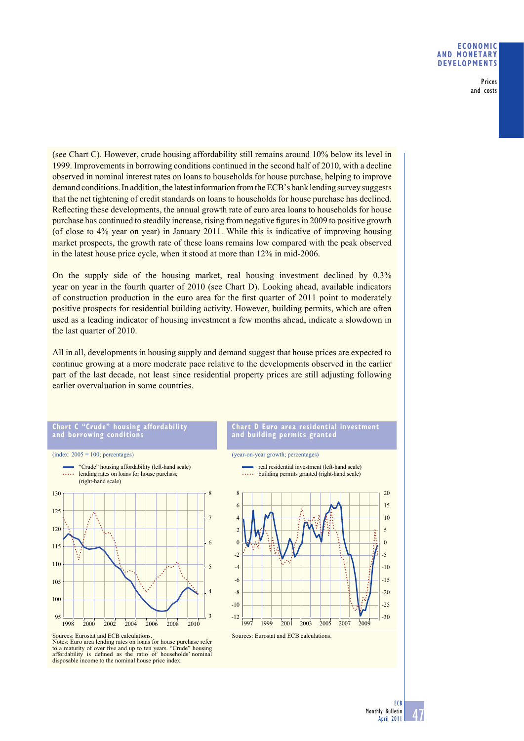(see Chart C). However, crude housing affordability still remains around 10% below its level in 1999. Improvements in borrowing conditions continued in the second half of 2010, with a decline observed in nominal interest rates on loans to households for house purchase, helping to improve demand conditions. In addition, the latest information from the ECB's bank lending survey suggests that the net tightening of credit standards on loans to households for house purchase has declined. Reflecting these developments, the annual growth rate of euro area loans to households for house purchase has continued to steadily increase, rising from negative figures in 2009 to positive growth (of close to 4% year on year) in January 2011. While this is indicative of improving housing market prospects, the growth rate of these loans remains low compared with the peak observed in the latest house price cycle, when it stood at more than 12% in mid-2006.

On the supply side of the housing market, real housing investment declined by 0.3% year on year in the fourth quarter of 2010 (see Chart D). Looking ahead, available indicators of construction production in the euro area for the first quarter of 2011 point to moderately positive prospects for residential building activity. However, building permits, which are often used as a leading indicator of housing investment a few months ahead, indicate a slowdown in the last quarter of 2010.

All in all, developments in housing supply and demand suggest that house prices are expected to continue growing at a more moderate pace relative to the developments observed in the earlier part of the last decade, not least since residential property prices are still adjusting following earlier overvaluation in some countries.

**Chart C "Crude" housing affordability and borrowing conditions**

(index: 2005 = 100; percentages)

"Crude" housing affordability (left-hand scale)
lending rates on loans for house purchase (right-hand scale)

130, 125, 120, 115, 110, 105, 100, 95
8, 7, 6, 5, 4, 3
1998, 2000, 2002, 2004, 2006, 2008, 2010

Sources: Eurostat and ECB calculations.
Notes: Euro area lending rates on loans for house purchase refer to a maturity of over five and up to ten years. "Crude" housing affordability is defined as the ratio of households' nominal disposable income to the nominal house price index.

**Chart D Euro area residential investment and building permits granted**

(year-on-year growth; percentages)

real residential investment (left-hand scale)
building permits granted (right-hand scale)

8, 6, 4, 2, 0, -2, -4, -6, -8, -10, -12
20, 15, 10, 5, 0, -5, -10, -15, -20, -25, -30
1997, 1999, 2001, 2003, 2005, 2007, 2009

Sources: Eurostat and ECB calculations.